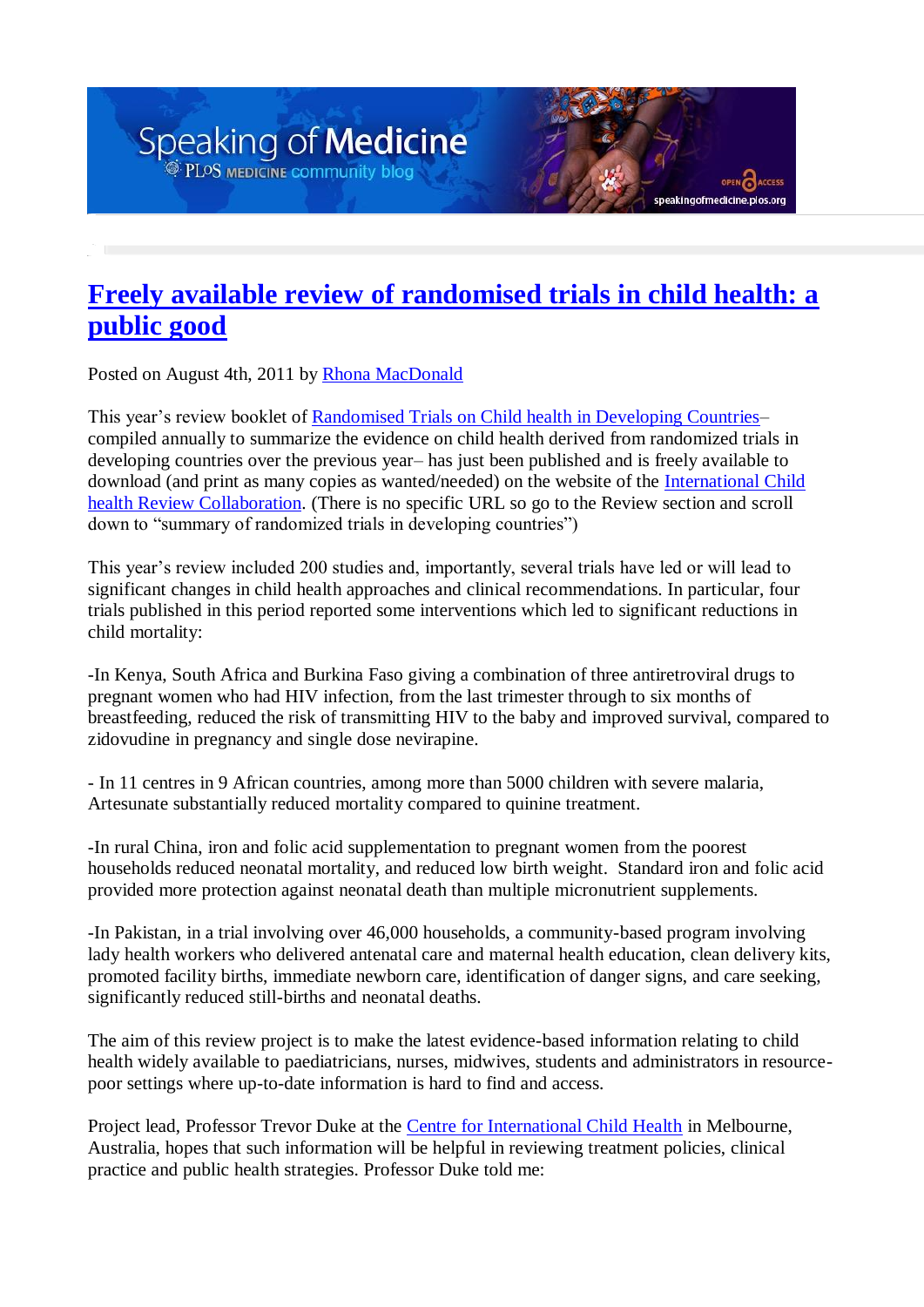# Freely available review of randomised trials in child health: a public good

Posted on August 4th, 2011 by Rhona MacDonald

This year's review booklet of Randomised Trials on Child health in Developing Countries– compiled annually to summarize the evidence on child health derived from randomized trials in developing countries over the previous year– has just been published and is freely available to download (and print as many copies as wanted/needed) on the website of the International Child health Review Collaboration. (There is no specific URL so go to the Review section and scroll down to "summary of randomized trials in developing countries")

This year's review included 200 studies and, importantly, several trials have led or will lead to significant changes in child health approaches and clinical recommendations. In particular, four trials published in this period reported some interventions which led to significant reductions in child mortality:

-In Kenya, South Africa and Burkina Faso giving a combination of three antiretroviral drugs to pregnant women who had HIV infection, from the last trimester through to six months of breastfeeding, reduced the risk of transmitting HIV to the baby and improved survival, compared to zidovudine in pregnancy and single dose nevirapine.

- In 11 centres in 9 African countries, among more than 5000 children with severe malaria, Artesunate substantially reduced mortality compared to quinine treatment.

-In rural China, iron and folic acid supplementation to pregnant women from the poorest households reduced neonatal mortality, and reduced low birth weight. Standard iron and folic acid provided more protection against neonatal death than multiple micronutrient supplements.

-In Pakistan, in a trial involving over 46,000 households, a community-based program involving lady health workers who delivered antenatal care and maternal health education, clean delivery kits, promoted facility births, immediate newborn care, identification of danger signs, and care seeking, significantly reduced still-births and neonatal deaths.

The aim of this review project is to make the latest evidence-based information relating to child health widely available to paediatricians, nurses, midwives, students and administrators in resource-poor settings where up-to-date information is hard to find and access.

Project lead, Professor Trevor Duke at the Centre for International Child Health in Melbourne, Australia, hopes that such information will be helpful in reviewing treatment policies, clinical practice and public health strategies. Professor Duke told me: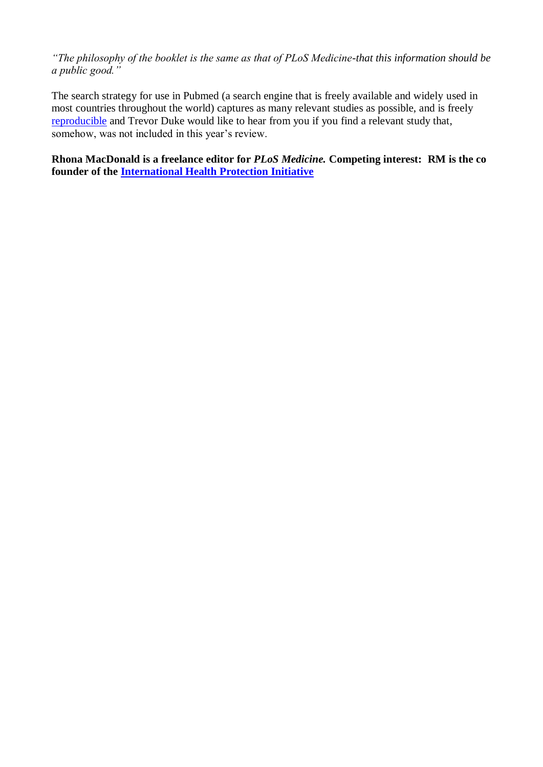*"The philosophy of the booklet is the same as that of PLoS Medicine-that this information should be a public good."*

The search strategy for use in Pubmed (a search engine that is freely available and widely used in most countries throughout the world) captures as many relevant studies as possible, and is freely reproducible and Trevor Duke would like to hear from you if you find a relevant study that, somehow, was not included in this year's review.

**Rhona MacDonald is a freelance editor for *PLoS Medicine.* Competing interest: RM is the co founder of the International Health Protection Initiative**